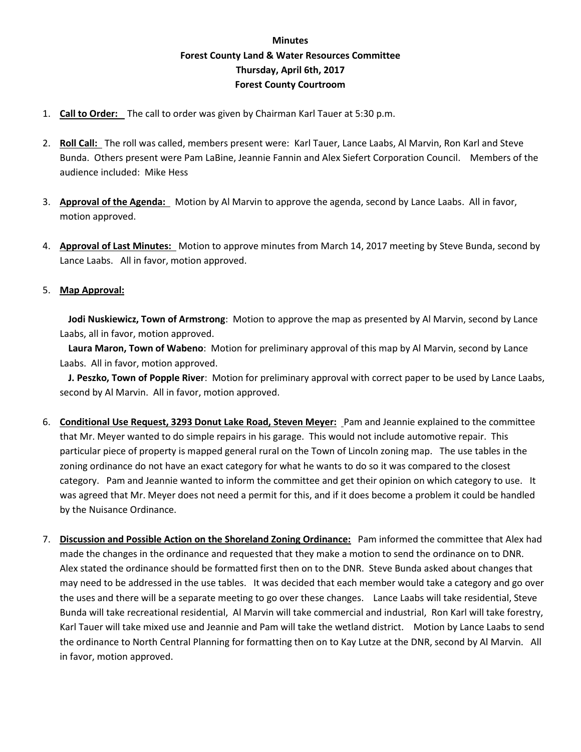**Minutes**
**Forest County Land & Water Resources Committee**
**Thursday, April 6th, 2017**
**Forest County Courtroom**

1. **Call to Order:** The call to order was given by Chairman Karl Tauer at 5:30 p.m.

2. **Roll Call:** The roll was called, members present were: Karl Tauer, Lance Laabs, Al Marvin, Ron Karl and Steve Bunda. Others present were Pam LaBine, Jeannie Fannin and Alex Siefert Corporation Council. Members of the audience included: Mike Hess

3. **Approval of the Agenda:** Motion by Al Marvin to approve the agenda, second by Lance Laabs. All in favor, motion approved.

4. **Approval of Last Minutes:** Motion to approve minutes from March 14, 2017 meeting by Steve Bunda, second by Lance Laabs. All in favor, motion approved.

5. **Map Approval:**

   **Jodi Nuskiewicz, Town of Armstrong**: Motion to approve the map as presented by Al Marvin, second by Lance Laabs, all in favor, motion approved.

   **Laura Maron, Town of Wabeno**: Motion for preliminary approval of this map by Al Marvin, second by Lance Laabs. All in favor, motion approved.

   **J. Peszko, Town of Popple River**: Motion for preliminary approval with correct paper to be used by Lance Laabs, second by Al Marvin. All in favor, motion approved.

6. **Conditional Use Request, 3293 Donut Lake Road, Steven Meyer:** Pam and Jeannie explained to the committee that Mr. Meyer wanted to do simple repairs in his garage. This would not include automotive repair. This particular piece of property is mapped general rural on the Town of Lincoln zoning map. The use tables in the zoning ordinance do not have an exact category for what he wants to do so it was compared to the closest category. Pam and Jeannie wanted to inform the committee and get their opinion on which category to use. It was agreed that Mr. Meyer does not need a permit for this, and if it does become a problem it could be handled by the Nuisance Ordinance.

7. **Discussion and Possible Action on the Shoreland Zoning Ordinance:** Pam informed the committee that Alex had made the changes in the ordinance and requested that they make a motion to send the ordinance on to DNR. Alex stated the ordinance should be formatted first then on to the DNR. Steve Bunda asked about changes that may need to be addressed in the use tables. It was decided that each member would take a category and go over the uses and there will be a separate meeting to go over these changes. Lance Laabs will take residential, Steve Bunda will take recreational residential, Al Marvin will take commercial and industrial, Ron Karl will take forestry, Karl Tauer will take mixed use and Jeannie and Pam will take the wetland district. Motion by Lance Laabs to send the ordinance to North Central Planning for formatting then on to Kay Lutze at the DNR, second by Al Marvin. All in favor, motion approved.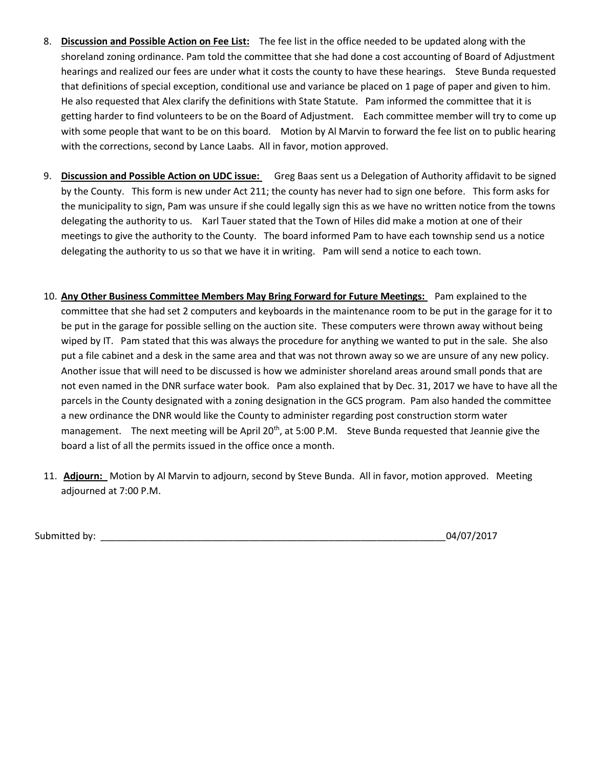8. **Discussion and Possible Action on Fee List:** The fee list in the office needed to be updated along with the shoreland zoning ordinance. Pam told the committee that she had done a cost accounting of Board of Adjustment hearings and realized our fees are under what it costs the county to have these hearings. Steve Bunda requested that definitions of special exception, conditional use and variance be placed on 1 page of paper and given to him. He also requested that Alex clarify the definitions with State Statute. Pam informed the committee that it is getting harder to find volunteers to be on the Board of Adjustment. Each committee member will try to come up with some people that want to be on this board. Motion by Al Marvin to forward the fee list on to public hearing with the corrections, second by Lance Laabs. All in favor, motion approved.

9. **Discussion and Possible Action on UDC issue:** Greg Baas sent us a Delegation of Authority affidavit to be signed by the County. This form is new under Act 211; the county has never had to sign one before. This form asks for the municipality to sign, Pam was unsure if she could legally sign this as we have no written notice from the towns delegating the authority to us. Karl Tauer stated that the Town of Hiles did make a motion at one of their meetings to give the authority to the County. The board informed Pam to have each township send us a notice delegating the authority to us so that we have it in writing. Pam will send a notice to each town.

10. **Any Other Business Committee Members May Bring Forward for Future Meetings:** Pam explained to the committee that she had set 2 computers and keyboards in the maintenance room to be put in the garage for it to be put in the garage for possible selling on the auction site. These computers were thrown away without being wiped by IT. Pam stated that this was always the procedure for anything we wanted to put in the sale. She also put a file cabinet and a desk in the same area and that was not thrown away so we are unsure of any new policy. Another issue that will need to be discussed is how we administer shoreland areas around small ponds that are not even named in the DNR surface water book. Pam also explained that by Dec. 31, 2017 we have to have all the parcels in the County designated with a zoning designation in the GCS program. Pam also handed the committee a new ordinance the DNR would like the County to administer regarding post construction storm water management. The next meeting will be April 20th, at 5:00 P.M. Steve Bunda requested that Jeannie give the board a list of all the permits issued in the office once a month.

11. **Adjourn:** Motion by Al Marvin to adjourn, second by Steve Bunda. All in favor, motion approved. Meeting adjourned at 7:00 P.M.

Submitted by: _____________________________________________________________________04/07/2017